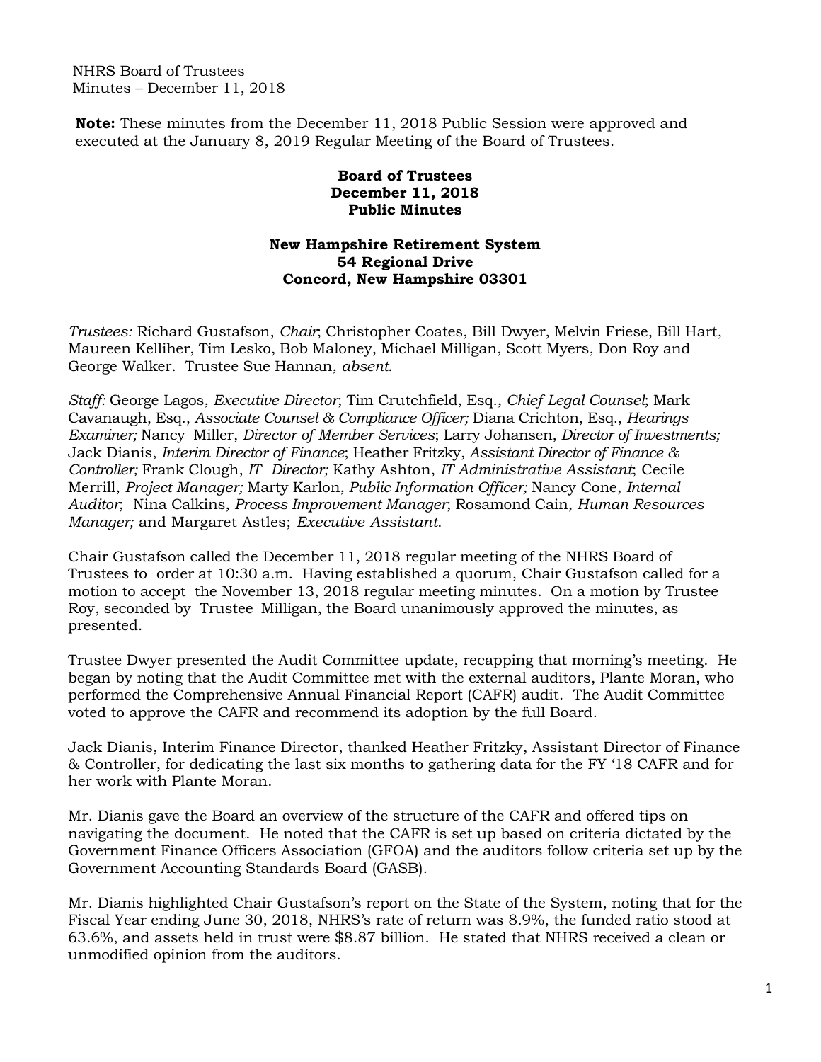NHRS Board of Trustees
Minutes – December 11, 2018

**Note:** These minutes from the December 11, 2018 Public Session were approved and executed at the January 8, 2019 Regular Meeting of the Board of Trustees.

**Board of Trustees**
**December 11, 2018**
**Public Minutes**

**New Hampshire Retirement System**
**54 Regional Drive**
**Concord, New Hampshire 03301**

*Trustees:* Richard Gustafson, *Chair*; Christopher Coates, Bill Dwyer, Melvin Friese, Bill Hart, Maureen Kelliher, Tim Lesko, Bob Maloney, Michael Milligan, Scott Myers, Don Roy and George Walker. Trustee Sue Hannan, *absent*.

*Staff:* George Lagos, *Executive Director*; Tim Crutchfield, Esq., *Chief Legal Counsel*; Mark Cavanaugh, Esq., *Associate Counsel & Compliance Officer;* Diana Crichton, Esq., *Hearings Examiner;* Nancy Miller, *Director of Member Services*; Larry Johansen, *Director of Investments;* Jack Dianis, *Interim Director of Finance*; Heather Fritzky, *Assistant Director of Finance & Controller;* Frank Clough, *IT Director;* Kathy Ashton, *IT Administrative Assistant*; Cecile Merrill, *Project Manager;* Marty Karlon, *Public Information Officer;* Nancy Cone, *Internal Auditor*; Nina Calkins, *Process Improvement Manager*; Rosamond Cain, *Human Resources Manager;* and Margaret Astles; *Executive Assistant*.

Chair Gustafson called the December 11, 2018 regular meeting of the NHRS Board of Trustees to order at 10:30 a.m. Having established a quorum, Chair Gustafson called for a motion to accept the November 13, 2018 regular meeting minutes. On a motion by Trustee Roy, seconded by Trustee Milligan, the Board unanimously approved the minutes, as presented.

Trustee Dwyer presented the Audit Committee update, recapping that morning's meeting. He began by noting that the Audit Committee met with the external auditors, Plante Moran, who performed the Comprehensive Annual Financial Report (CAFR) audit. The Audit Committee voted to approve the CAFR and recommend its adoption by the full Board.

Jack Dianis, Interim Finance Director, thanked Heather Fritzky, Assistant Director of Finance & Controller, for dedicating the last six months to gathering data for the FY '18 CAFR and for her work with Plante Moran.

Mr. Dianis gave the Board an overview of the structure of the CAFR and offered tips on navigating the document. He noted that the CAFR is set up based on criteria dictated by the Government Finance Officers Association (GFOA) and the auditors follow criteria set up by the Government Accounting Standards Board (GASB).

Mr. Dianis highlighted Chair Gustafson's report on the State of the System, noting that for the Fiscal Year ending June 30, 2018, NHRS's rate of return was 8.9%, the funded ratio stood at 63.6%, and assets held in trust were $8.87 billion. He stated that NHRS received a clean or unmodified opinion from the auditors.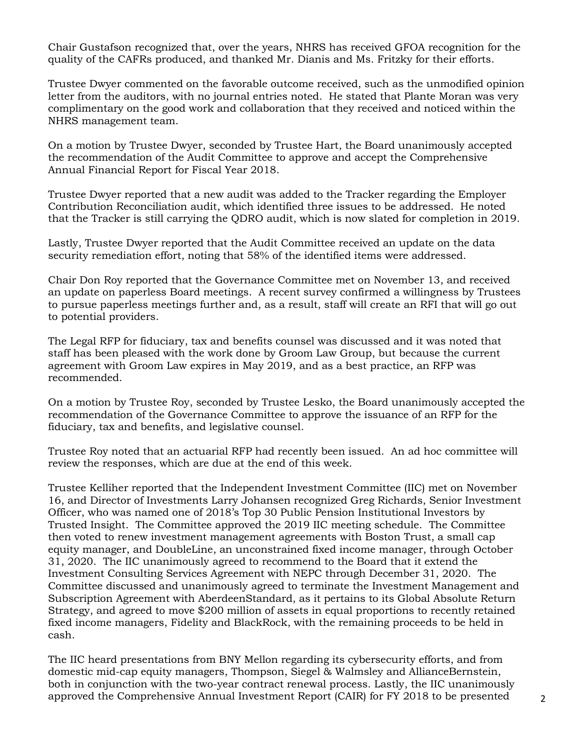Chair Gustafson recognized that, over the years, NHRS has received GFOA recognition for the quality of the CAFRs produced, and thanked Mr. Dianis and Ms. Fritzky for their efforts.

Trustee Dwyer commented on the favorable outcome received, such as the unmodified opinion letter from the auditors, with no journal entries noted. He stated that Plante Moran was very complimentary on the good work and collaboration that they received and noticed within the NHRS management team.

On a motion by Trustee Dwyer, seconded by Trustee Hart, the Board unanimously accepted the recommendation of the Audit Committee to approve and accept the Comprehensive Annual Financial Report for Fiscal Year 2018.

Trustee Dwyer reported that a new audit was added to the Tracker regarding the Employer Contribution Reconciliation audit, which identified three issues to be addressed. He noted that the Tracker is still carrying the QDRO audit, which is now slated for completion in 2019.

Lastly, Trustee Dwyer reported that the Audit Committee received an update on the data security remediation effort, noting that 58% of the identified items were addressed.

Chair Don Roy reported that the Governance Committee met on November 13, and received an update on paperless Board meetings. A recent survey confirmed a willingness by Trustees to pursue paperless meetings further and, as a result, staff will create an RFI that will go out to potential providers.

The Legal RFP for fiduciary, tax and benefits counsel was discussed and it was noted that staff has been pleased with the work done by Groom Law Group, but because the current agreement with Groom Law expires in May 2019, and as a best practice, an RFP was recommended.

On a motion by Trustee Roy, seconded by Trustee Lesko, the Board unanimously accepted the recommendation of the Governance Committee to approve the issuance of an RFP for the fiduciary, tax and benefits, and legislative counsel.

Trustee Roy noted that an actuarial RFP had recently been issued. An ad hoc committee will review the responses, which are due at the end of this week.

Trustee Kelliher reported that the Independent Investment Committee (IIC) met on November 16, and Director of Investments Larry Johansen recognized Greg Richards, Senior Investment Officer, who was named one of 2018's Top 30 Public Pension Institutional Investors by Trusted Insight. The Committee approved the 2019 IIC meeting schedule. The Committee then voted to renew investment management agreements with Boston Trust, a small cap equity manager, and DoubleLine, an unconstrained fixed income manager, through October 31, 2020. The IIC unanimously agreed to recommend to the Board that it extend the Investment Consulting Services Agreement with NEPC through December 31, 2020. The Committee discussed and unanimously agreed to terminate the Investment Management and Subscription Agreement with AberdeenStandard, as it pertains to its Global Absolute Return Strategy, and agreed to move $200 million of assets in equal proportions to recently retained fixed income managers, Fidelity and BlackRock, with the remaining proceeds to be held in cash.

The IIC heard presentations from BNY Mellon regarding its cybersecurity efforts, and from domestic mid-cap equity managers, Thompson, Siegel & Walmsley and AllianceBernstein, both in conjunction with the two-year contract renewal process. Lastly, the IIC unanimously approved the Comprehensive Annual Investment Report (CAIR) for FY 2018 to be presented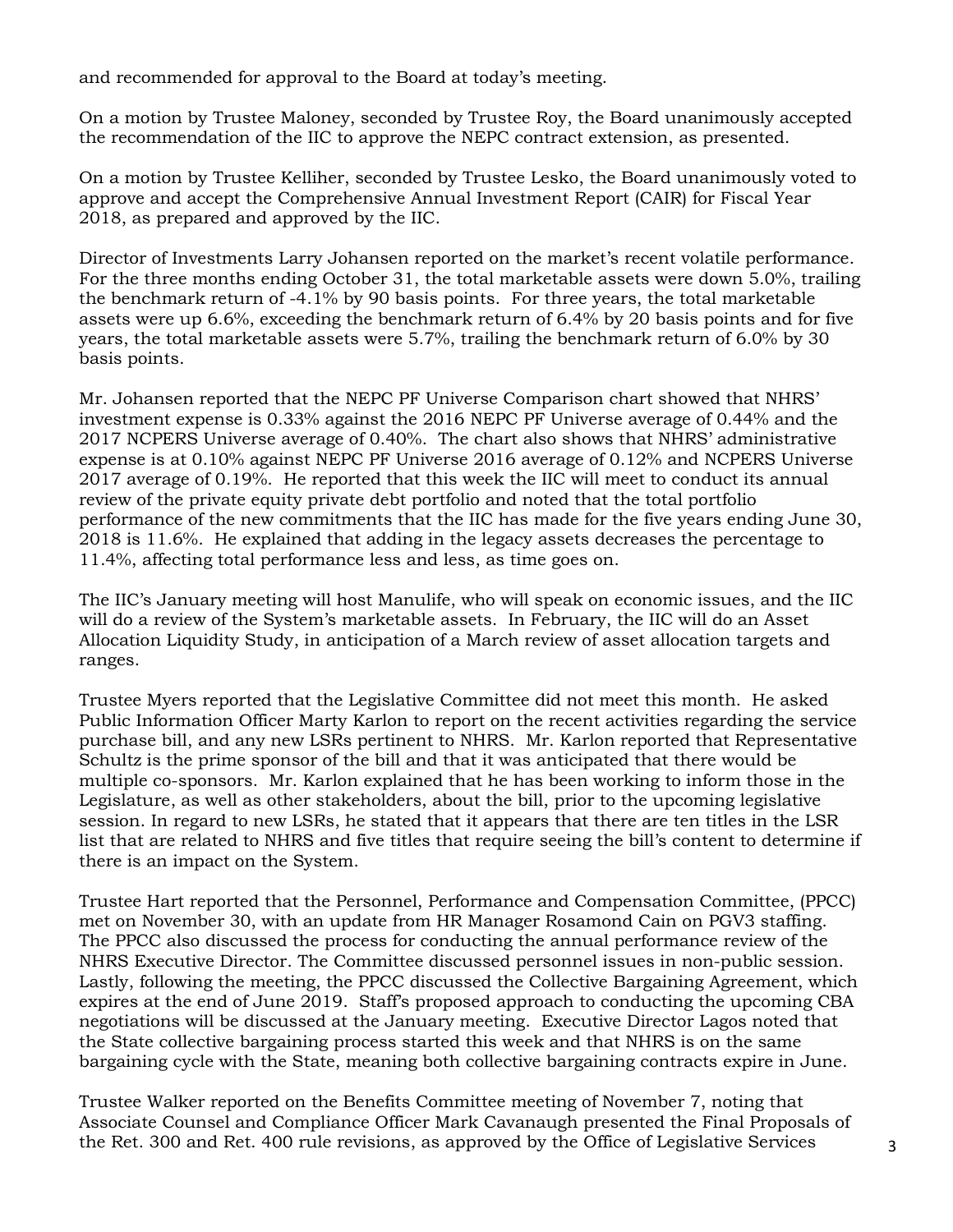and recommended for approval to the Board at today's meeting.

On a motion by Trustee Maloney, seconded by Trustee Roy, the Board unanimously accepted the recommendation of the IIC to approve the NEPC contract extension, as presented.

On a motion by Trustee Kelliher, seconded by Trustee Lesko, the Board unanimously voted to approve and accept the Comprehensive Annual Investment Report (CAIR) for Fiscal Year 2018, as prepared and approved by the IIC.

Director of Investments Larry Johansen reported on the market's recent volatile performance. For the three months ending October 31, the total marketable assets were down 5.0%, trailing the benchmark return of -4.1% by 90 basis points. For three years, the total marketable assets were up 6.6%, exceeding the benchmark return of 6.4% by 20 basis points and for five years, the total marketable assets were 5.7%, trailing the benchmark return of 6.0% by 30 basis points.

Mr. Johansen reported that the NEPC PF Universe Comparison chart showed that NHRS' investment expense is 0.33% against the 2016 NEPC PF Universe average of 0.44% and the 2017 NCPERS Universe average of 0.40%. The chart also shows that NHRS' administrative expense is at 0.10% against NEPC PF Universe 2016 average of 0.12% and NCPERS Universe 2017 average of 0.19%. He reported that this week the IIC will meet to conduct its annual review of the private equity private debt portfolio and noted that the total portfolio performance of the new commitments that the IIC has made for the five years ending June 30, 2018 is 11.6%. He explained that adding in the legacy assets decreases the percentage to 11.4%, affecting total performance less and less, as time goes on.

The IIC's January meeting will host Manulife, who will speak on economic issues, and the IIC will do a review of the System's marketable assets. In February, the IIC will do an Asset Allocation Liquidity Study, in anticipation of a March review of asset allocation targets and ranges.

Trustee Myers reported that the Legislative Committee did not meet this month. He asked Public Information Officer Marty Karlon to report on the recent activities regarding the service purchase bill, and any new LSRs pertinent to NHRS. Mr. Karlon reported that Representative Schultz is the prime sponsor of the bill and that it was anticipated that there would be multiple co-sponsors. Mr. Karlon explained that he has been working to inform those in the Legislature, as well as other stakeholders, about the bill, prior to the upcoming legislative session. In regard to new LSRs, he stated that it appears that there are ten titles in the LSR list that are related to NHRS and five titles that require seeing the bill's content to determine if there is an impact on the System.

Trustee Hart reported that the Personnel, Performance and Compensation Committee, (PPCC) met on November 30, with an update from HR Manager Rosamond Cain on PGV3 staffing. The PPCC also discussed the process for conducting the annual performance review of the NHRS Executive Director. The Committee discussed personnel issues in non-public session. Lastly, following the meeting, the PPCC discussed the Collective Bargaining Agreement, which expires at the end of June 2019. Staff's proposed approach to conducting the upcoming CBA negotiations will be discussed at the January meeting. Executive Director Lagos noted that the State collective bargaining process started this week and that NHRS is on the same bargaining cycle with the State, meaning both collective bargaining contracts expire in June.

Trustee Walker reported on the Benefits Committee meeting of November 7, noting that Associate Counsel and Compliance Officer Mark Cavanaugh presented the Final Proposals of the Ret. 300 and Ret. 400 rule revisions, as approved by the Office of Legislative Services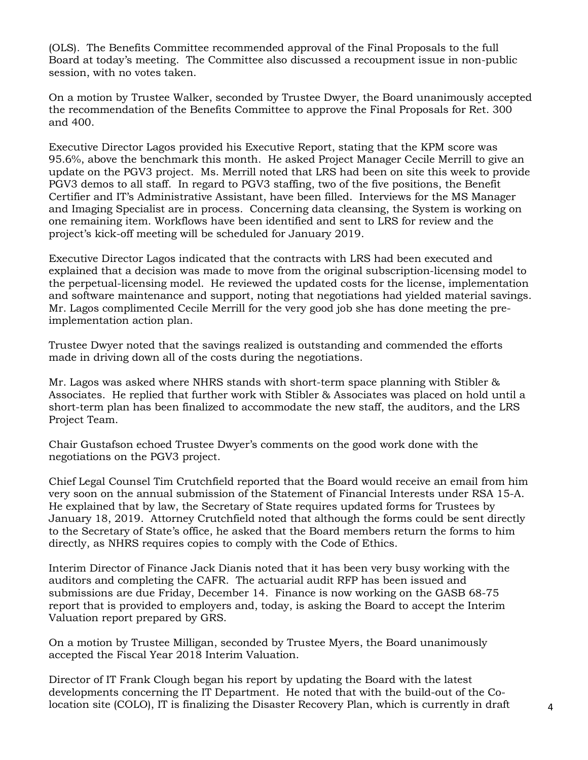(OLS). The Benefits Committee recommended approval of the Final Proposals to the full Board at today's meeting. The Committee also discussed a recoupment issue in non-public session, with no votes taken.

On a motion by Trustee Walker, seconded by Trustee Dwyer, the Board unanimously accepted the recommendation of the Benefits Committee to approve the Final Proposals for Ret. 300 and 400.

Executive Director Lagos provided his Executive Report, stating that the KPM score was 95.6%, above the benchmark this month. He asked Project Manager Cecile Merrill to give an update on the PGV3 project. Ms. Merrill noted that LRS had been on site this week to provide PGV3 demos to all staff. In regard to PGV3 staffing, two of the five positions, the Benefit Certifier and IT's Administrative Assistant, have been filled. Interviews for the MS Manager and Imaging Specialist are in process. Concerning data cleansing, the System is working on one remaining item. Workflows have been identified and sent to LRS for review and the project's kick-off meeting will be scheduled for January 2019.

Executive Director Lagos indicated that the contracts with LRS had been executed and explained that a decision was made to move from the original subscription-licensing model to the perpetual-licensing model. He reviewed the updated costs for the license, implementation and software maintenance and support, noting that negotiations had yielded material savings. Mr. Lagos complimented Cecile Merrill for the very good job she has done meeting the pre-implementation action plan.

Trustee Dwyer noted that the savings realized is outstanding and commended the efforts made in driving down all of the costs during the negotiations.

Mr. Lagos was asked where NHRS stands with short-term space planning with Stibler & Associates. He replied that further work with Stibler & Associates was placed on hold until a short-term plan has been finalized to accommodate the new staff, the auditors, and the LRS Project Team.

Chair Gustafson echoed Trustee Dwyer's comments on the good work done with the negotiations on the PGV3 project.

Chief Legal Counsel Tim Crutchfield reported that the Board would receive an email from him very soon on the annual submission of the Statement of Financial Interests under RSA 15-A. He explained that by law, the Secretary of State requires updated forms for Trustees by January 18, 2019. Attorney Crutchfield noted that although the forms could be sent directly to the Secretary of State's office, he asked that the Board members return the forms to him directly, as NHRS requires copies to comply with the Code of Ethics.

Interim Director of Finance Jack Dianis noted that it has been very busy working with the auditors and completing the CAFR. The actuarial audit RFP has been issued and submissions are due Friday, December 14. Finance is now working on the GASB 68-75 report that is provided to employers and, today, is asking the Board to accept the Interim Valuation report prepared by GRS.

On a motion by Trustee Milligan, seconded by Trustee Myers, the Board unanimously accepted the Fiscal Year 2018 Interim Valuation.

Director of IT Frank Clough began his report by updating the Board with the latest developments concerning the IT Department. He noted that with the build-out of the Co-location site (COLO), IT is finalizing the Disaster Recovery Plan, which is currently in draft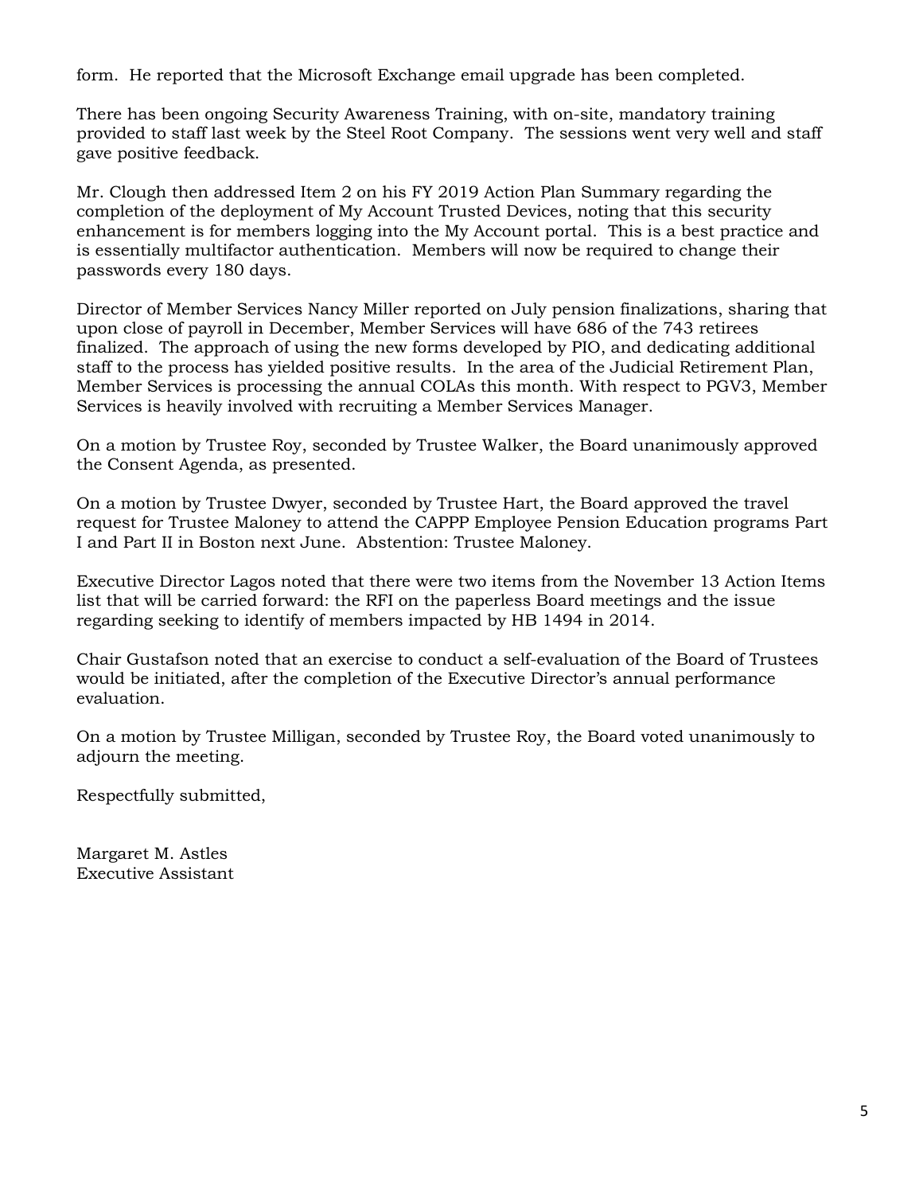form. He reported that the Microsoft Exchange email upgrade has been completed.

There has been ongoing Security Awareness Training, with on-site, mandatory training provided to staff last week by the Steel Root Company. The sessions went very well and staff gave positive feedback.

Mr. Clough then addressed Item 2 on his FY 2019 Action Plan Summary regarding the completion of the deployment of My Account Trusted Devices, noting that this security enhancement is for members logging into the My Account portal. This is a best practice and is essentially multifactor authentication. Members will now be required to change their passwords every 180 days.

Director of Member Services Nancy Miller reported on July pension finalizations, sharing that upon close of payroll in December, Member Services will have 686 of the 743 retirees finalized. The approach of using the new forms developed by PIO, and dedicating additional staff to the process has yielded positive results. In the area of the Judicial Retirement Plan, Member Services is processing the annual COLAs this month. With respect to PGV3, Member Services is heavily involved with recruiting a Member Services Manager.

On a motion by Trustee Roy, seconded by Trustee Walker, the Board unanimously approved the Consent Agenda, as presented.

On a motion by Trustee Dwyer, seconded by Trustee Hart, the Board approved the travel request for Trustee Maloney to attend the CAPPP Employee Pension Education programs Part I and Part II in Boston next June. Abstention: Trustee Maloney.

Executive Director Lagos noted that there were two items from the November 13 Action Items list that will be carried forward: the RFI on the paperless Board meetings and the issue regarding seeking to identify of members impacted by HB 1494 in 2014.

Chair Gustafson noted that an exercise to conduct a self-evaluation of the Board of Trustees would be initiated, after the completion of the Executive Director's annual performance evaluation.

On a motion by Trustee Milligan, seconded by Trustee Roy, the Board voted unanimously to adjourn the meeting.

Respectfully submitted,

Margaret M. Astles
Executive Assistant